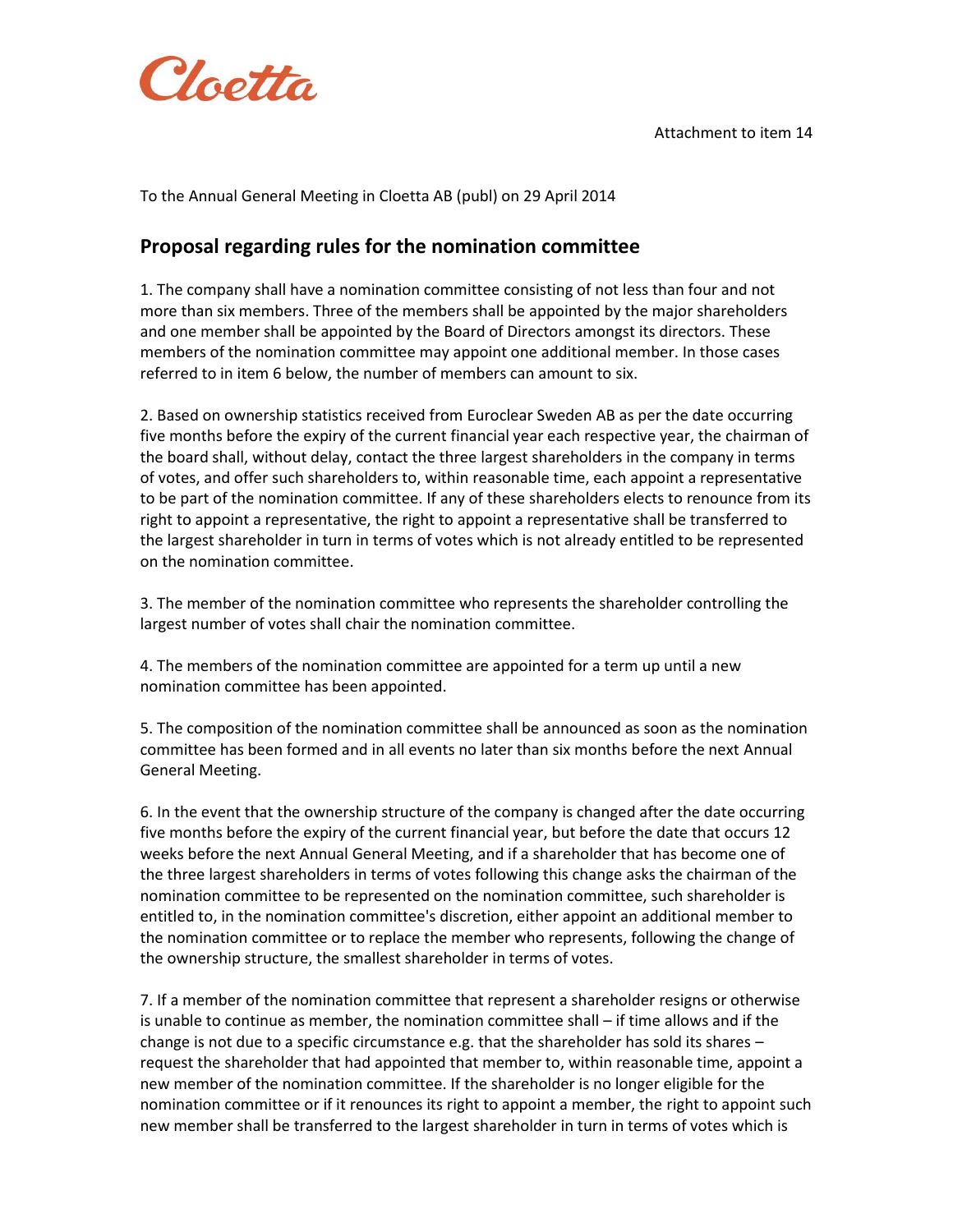Attachment to item 14

To the Annual General Meeting in Cloetta AB (publ) on 29 April 2014

## Proposal regarding rules for the nomination committee

1. The company shall have a nomination committee consisting of not less than four and not more than six members. Three of the members shall be appointed by the major shareholders and one member shall be appointed by the Board of Directors amongst its directors. These members of the nomination committee may appoint one additional member. In those cases referred to in item 6 below, the number of members can amount to six.

2. Based on ownership statistics received from Euroclear Sweden AB as per the date occurring five months before the expiry of the current financial year each respective year, the chairman of the board shall, without delay, contact the three largest shareholders in the company in terms of votes, and offer such shareholders to, within reasonable time, each appoint a representative to be part of the nomination committee. If any of these shareholders elects to renounce from its right to appoint a representative, the right to appoint a representative shall be transferred to the largest shareholder in turn in terms of votes which is not already entitled to be represented on the nomination committee.

3. The member of the nomination committee who represents the shareholder controlling the largest number of votes shall chair the nomination committee.

4. The members of the nomination committee are appointed for a term up until a new nomination committee has been appointed.

5. The composition of the nomination committee shall be announced as soon as the nomination committee has been formed and in all events no later than six months before the next Annual General Meeting.

6. In the event that the ownership structure of the company is changed after the date occurring five months before the expiry of the current financial year, but before the date that occurs 12 weeks before the next Annual General Meeting, and if a shareholder that has become one of the three largest shareholders in terms of votes following this change asks the chairman of the nomination committee to be represented on the nomination committee, such shareholder is entitled to, in the nomination committee's discretion, either appoint an additional member to the nomination committee or to replace the member who represents, following the change of the ownership structure, the smallest shareholder in terms of votes.

7. If a member of the nomination committee that represent a shareholder resigns or otherwise is unable to continue as member, the nomination committee shall – if time allows and if the change is not due to a specific circumstance e.g. that the shareholder has sold its shares – request the shareholder that had appointed that member to, within reasonable time, appoint a new member of the nomination committee. If the shareholder is no longer eligible for the nomination committee or if it renounces its right to appoint a member, the right to appoint such new member shall be transferred to the largest shareholder in turn in terms of votes which is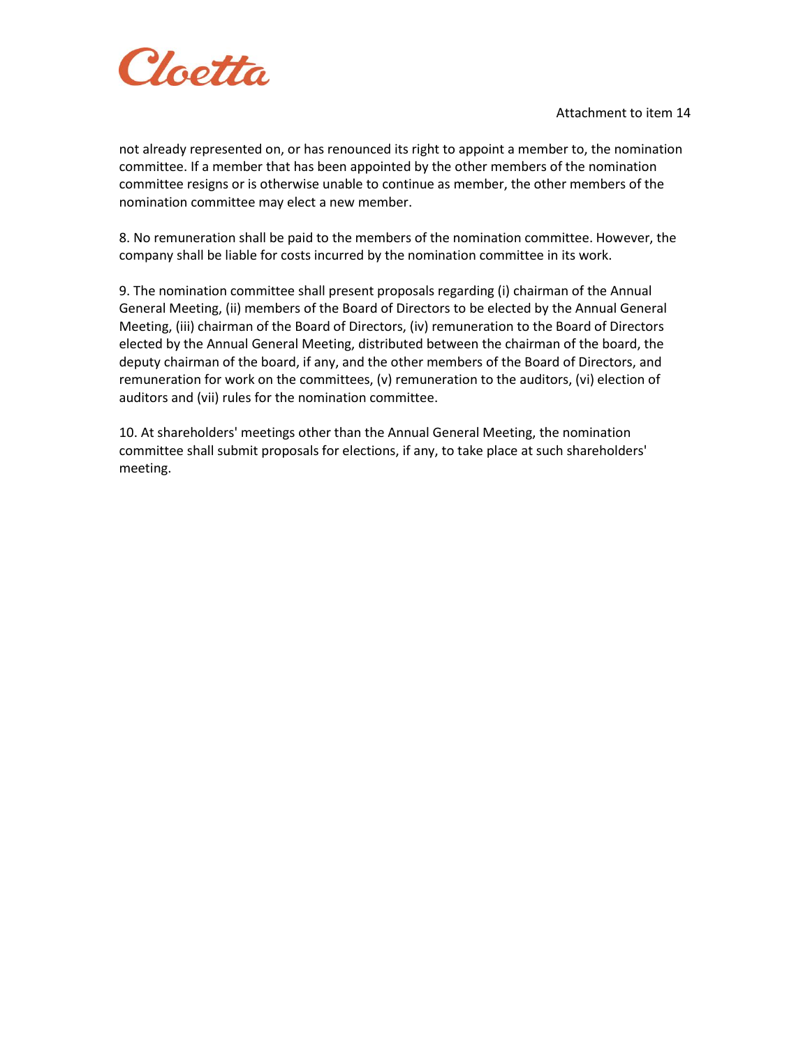not already represented on, or has renounced its right to appoint a member to, the nomination committee. If a member that has been appointed by the other members of the nomination committee resigns or is otherwise unable to continue as member, the other members of the nomination committee may elect a new member.

8. No remuneration shall be paid to the members of the nomination committee. However, the company shall be liable for costs incurred by the nomination committee in its work.

9. The nomination committee shall present proposals regarding (i) chairman of the Annual General Meeting, (ii) members of the Board of Directors to be elected by the Annual General Meeting, (iii) chairman of the Board of Directors, (iv) remuneration to the Board of Directors elected by the Annual General Meeting, distributed between the chairman of the board, the deputy chairman of the board, if any, and the other members of the Board of Directors, and remuneration for work on the committees, (v) remuneration to the auditors, (vi) election of auditors and (vii) rules for the nomination committee.

10. At shareholders' meetings other than the Annual General Meeting, the nomination committee shall submit proposals for elections, if any, to take place at such shareholders' meeting.